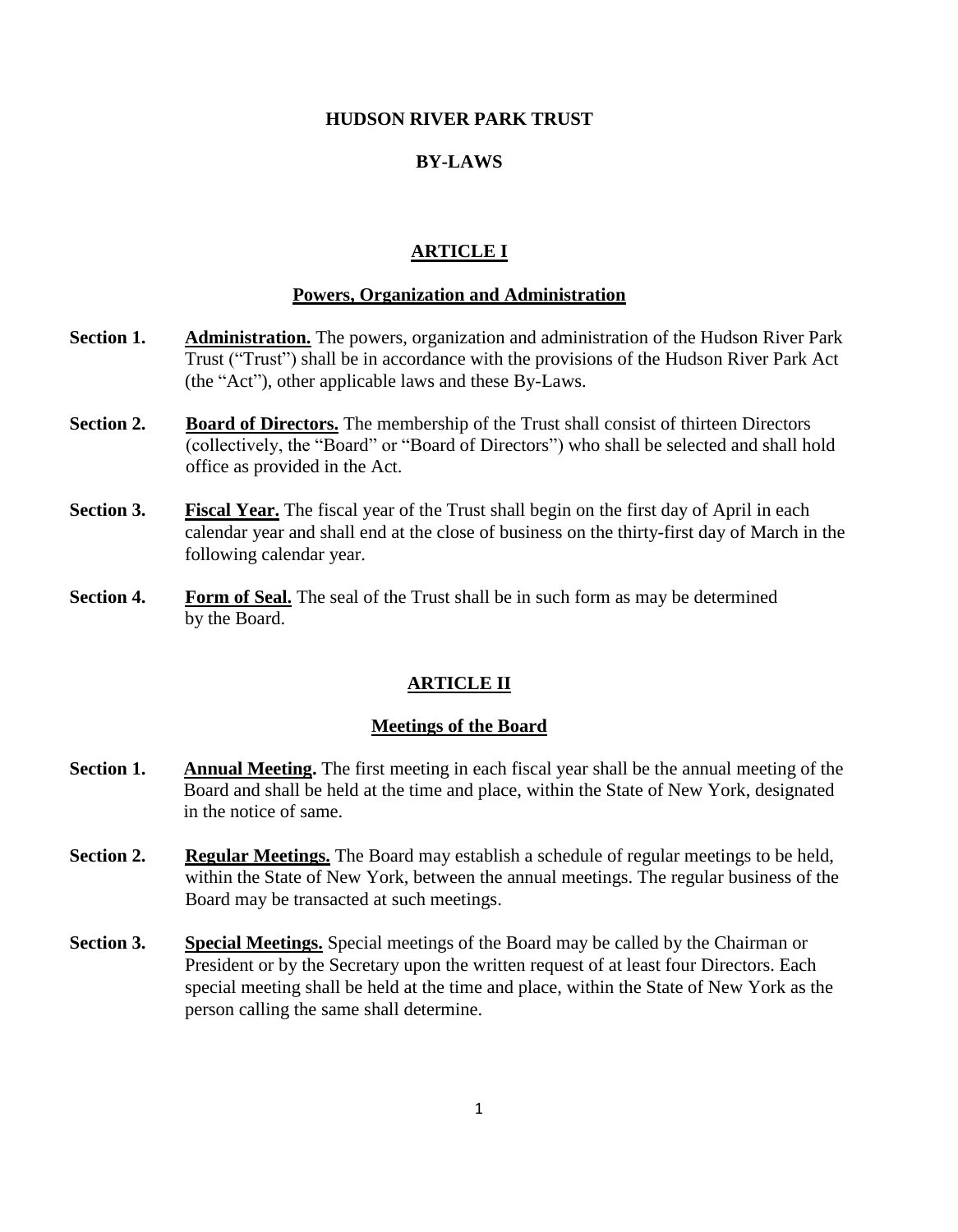# HUDSON RIVER PARK TRUST

# BY-LAWS

## ARTICLE I

### Powers, Organization and Administration

**Section 1.** **Administration.** The powers, organization and administration of the Hudson River Park Trust ("Trust") shall be in accordance with the provisions of the Hudson River Park Act (the "Act"), other applicable laws and these By-Laws.

**Section 2.** **Board of Directors.** The membership of the Trust shall consist of thirteen Directors (collectively, the "Board" or "Board of Directors") who shall be selected and shall hold office as provided in the Act.

**Section 3.** **Fiscal Year.** The fiscal year of the Trust shall begin on the first day of April in each calendar year and shall end at the close of business on the thirty-first day of March in the following calendar year.

**Section 4.** **Form of Seal.** The seal of the Trust shall be in such form as may be determined by the Board.

## ARTICLE II

### Meetings of the Board

**Section 1.** **Annual Meeting.** The first meeting in each fiscal year shall be the annual meeting of the Board and shall be held at the time and place, within the State of New York, designated in the notice of same.

**Section 2.** **Regular Meetings.** The Board may establish a schedule of regular meetings to be held, within the State of New York, between the annual meetings. The regular business of the Board may be transacted at such meetings.

**Section 3.** **Special Meetings.** Special meetings of the Board may be called by the Chairman or President or by the Secretary upon the written request of at least four Directors. Each special meeting shall be held at the time and place, within the State of New York as the person calling the same shall determine.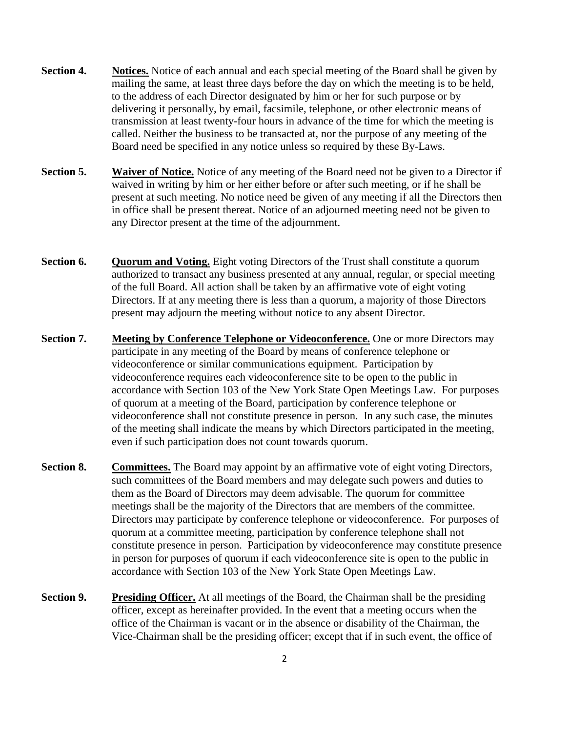**Section 4.** **Notices.** Notice of each annual and each special meeting of the Board shall be given by mailing the same, at least three days before the day on which the meeting is to be held, to the address of each Director designated by him or her for such purpose or by delivering it personally, by email, facsimile, telephone, or other electronic means of transmission at least twenty-four hours in advance of the time for which the meeting is called. Neither the business to be transacted at, nor the purpose of any meeting of the Board need be specified in any notice unless so required by these By-Laws.

**Section 5.** **Waiver of Notice.** Notice of any meeting of the Board need not be given to a Director if waived in writing by him or her either before or after such meeting, or if he shall be present at such meeting. No notice need be given of any meeting if all the Directors then in office shall be present thereat. Notice of an adjourned meeting need not be given to any Director present at the time of the adjournment.

**Section 6.** **Quorum and Voting.** Eight voting Directors of the Trust shall constitute a quorum authorized to transact any business presented at any annual, regular, or special meeting of the full Board. All action shall be taken by an affirmative vote of eight voting Directors. If at any meeting there is less than a quorum, a majority of those Directors present may adjourn the meeting without notice to any absent Director.

**Section 7.** **Meeting by Conference Telephone or Videoconference.** One or more Directors may participate in any meeting of the Board by means of conference telephone or videoconference or similar communications equipment. Participation by videoconference requires each videoconference site to be open to the public in accordance with Section 103 of the New York State Open Meetings Law. For purposes of quorum at a meeting of the Board, participation by conference telephone or videoconference shall not constitute presence in person. In any such case, the minutes of the meeting shall indicate the means by which Directors participated in the meeting, even if such participation does not count towards quorum.

**Section 8.** **Committees.** The Board may appoint by an affirmative vote of eight voting Directors, such committees of the Board members and may delegate such powers and duties to them as the Board of Directors may deem advisable. The quorum for committee meetings shall be the majority of the Directors that are members of the committee. Directors may participate by conference telephone or videoconference. For purposes of quorum at a committee meeting, participation by conference telephone shall not constitute presence in person. Participation by videoconference may constitute presence in person for purposes of quorum if each videoconference site is open to the public in accordance with Section 103 of the New York State Open Meetings Law.

**Section 9.** **Presiding Officer.** At all meetings of the Board, the Chairman shall be the presiding officer, except as hereinafter provided. In the event that a meeting occurs when the office of the Chairman is vacant or in the absence or disability of the Chairman, the Vice-Chairman shall be the presiding officer; except that if in such event, the office of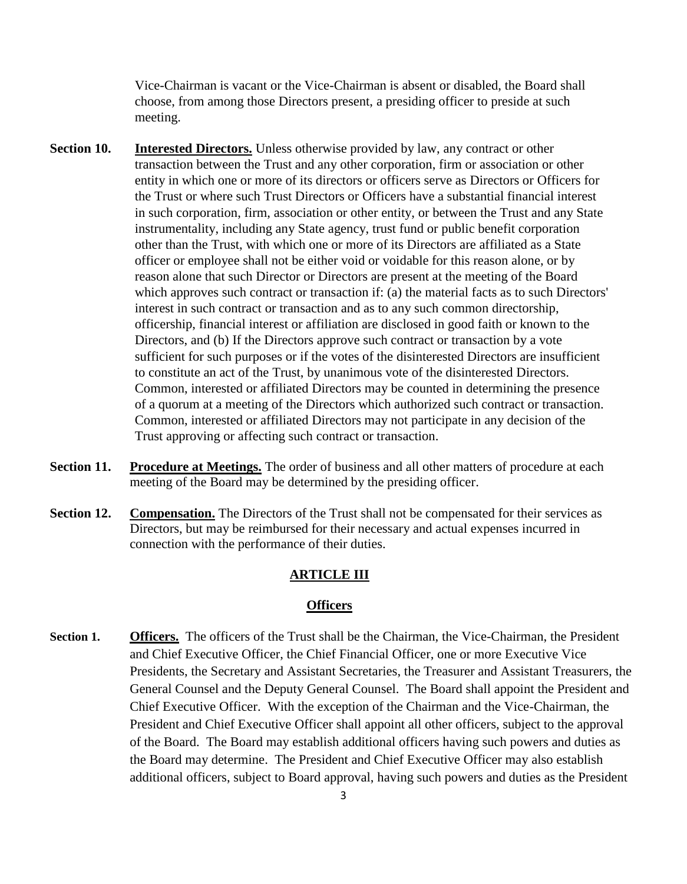Vice-Chairman is vacant or the Vice-Chairman is absent or disabled, the Board shall choose, from among those Directors present, a presiding officer to preside at such meeting.

**Section 10.** **Interested Directors.** Unless otherwise provided by law, any contract or other transaction between the Trust and any other corporation, firm or association or other entity in which one or more of its directors or officers serve as Directors or Officers for the Trust or where such Trust Directors or Officers have a substantial financial interest in such corporation, firm, association or other entity, or between the Trust and any State instrumentality, including any State agency, trust fund or public benefit corporation other than the Trust, with which one or more of its Directors are affiliated as a State officer or employee shall not be either void or voidable for this reason alone, or by reason alone that such Director or Directors are present at the meeting of the Board which approves such contract or transaction if: (a) the material facts as to such Directors' interest in such contract or transaction and as to any such common directorship, officership, financial interest or affiliation are disclosed in good faith or known to the Directors, and (b) If the Directors approve such contract or transaction by a vote sufficient for such purposes or if the votes of the disinterested Directors are insufficient to constitute an act of the Trust, by unanimous vote of the disinterested Directors. Common, interested or affiliated Directors may be counted in determining the presence of a quorum at a meeting of the Directors which authorized such contract or transaction. Common, interested or affiliated Directors may not participate in any decision of the Trust approving or affecting such contract or transaction.

**Section 11.** **Procedure at Meetings.** The order of business and all other matters of procedure at each meeting of the Board may be determined by the presiding officer.

**Section 12.** **Compensation.** The Directors of the Trust shall not be compensated for their services as Directors, but may be reimbursed for their necessary and actual expenses incurred in connection with the performance of their duties.

## ARTICLE III

## Officers

**Section 1.** **Officers.** The officers of the Trust shall be the Chairman, the Vice-Chairman, the President and Chief Executive Officer, the Chief Financial Officer, one or more Executive Vice Presidents, the Secretary and Assistant Secretaries, the Treasurer and Assistant Treasurers, the General Counsel and the Deputy General Counsel. The Board shall appoint the President and Chief Executive Officer. With the exception of the Chairman and the Vice-Chairman, the President and Chief Executive Officer shall appoint all other officers, subject to the approval of the Board. The Board may establish additional officers having such powers and duties as the Board may determine. The President and Chief Executive Officer may also establish additional officers, subject to Board approval, having such powers and duties as the President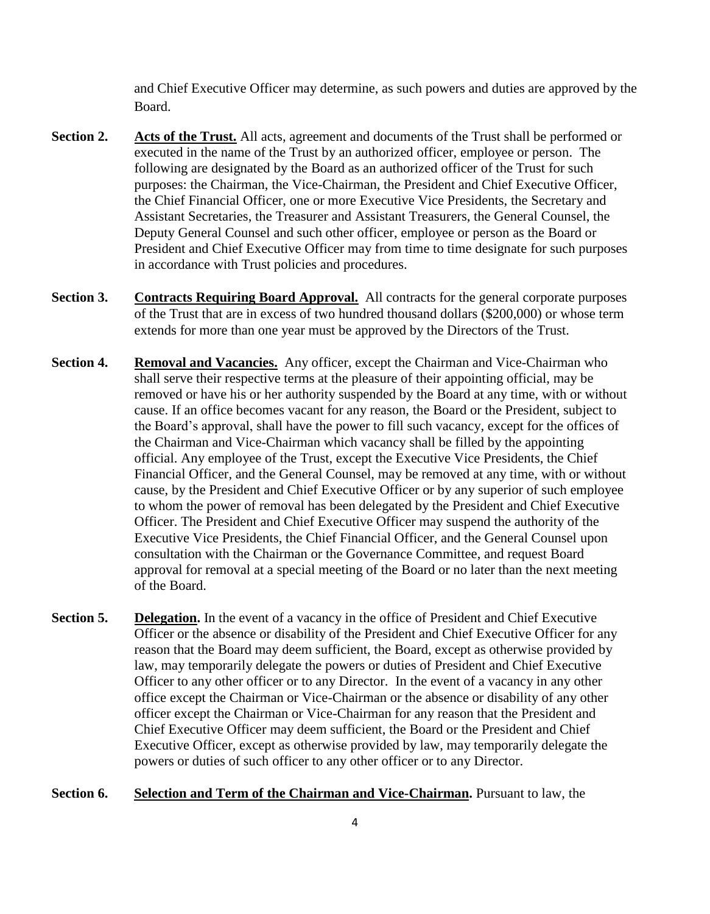and Chief Executive Officer may determine, as such powers and duties are approved by the Board.

**Section 2.** **<u>Acts of the Trust.</u>** All acts, agreement and documents of the Trust shall be performed or executed in the name of the Trust by an authorized officer, employee or person. The following are designated by the Board as an authorized officer of the Trust for such purposes: the Chairman, the Vice-Chairman, the President and Chief Executive Officer, the Chief Financial Officer, one or more Executive Vice Presidents, the Secretary and Assistant Secretaries, the Treasurer and Assistant Treasurers, the General Counsel, the Deputy General Counsel and such other officer, employee or person as the Board or President and Chief Executive Officer may from time to time designate for such purposes in accordance with Trust policies and procedures.

**Section 3.** **<u>Contracts Requiring Board Approval.</u>** All contracts for the general corporate purposes of the Trust that are in excess of two hundred thousand dollars ($200,000) or whose term extends for more than one year must be approved by the Directors of the Trust.

**Section 4.** **<u>Removal and Vacancies.</u>** Any officer, except the Chairman and Vice-Chairman who shall serve their respective terms at the pleasure of their appointing official, may be removed or have his or her authority suspended by the Board at any time, with or without cause. If an office becomes vacant for any reason, the Board or the President, subject to the Board's approval, shall have the power to fill such vacancy, except for the offices of the Chairman and Vice-Chairman which vacancy shall be filled by the appointing official. Any employee of the Trust, except the Executive Vice Presidents, the Chief Financial Officer, and the General Counsel, may be removed at any time, with or without cause, by the President and Chief Executive Officer or by any superior of such employee to whom the power of removal has been delegated by the President and Chief Executive Officer. The President and Chief Executive Officer may suspend the authority of the Executive Vice Presidents, the Chief Financial Officer, and the General Counsel upon consultation with the Chairman or the Governance Committee, and request Board approval for removal at a special meeting of the Board or no later than the next meeting of the Board.

**Section 5.** **<u>Delegation.</u>** In the event of a vacancy in the office of President and Chief Executive Officer or the absence or disability of the President and Chief Executive Officer for any reason that the Board may deem sufficient, the Board, except as otherwise provided by law, may temporarily delegate the powers or duties of President and Chief Executive Officer to any other officer or to any Director. In the event of a vacancy in any other office except the Chairman or Vice-Chairman or the absence or disability of any other officer except the Chairman or Vice-Chairman for any reason that the President and Chief Executive Officer may deem sufficient, the Board or the President and Chief Executive Officer, except as otherwise provided by law, may temporarily delegate the powers or duties of such officer to any other officer or to any Director.

**Section 6.** **<u>Selection and Term of the Chairman and Vice-Chairman.</u>** Pursuant to law, the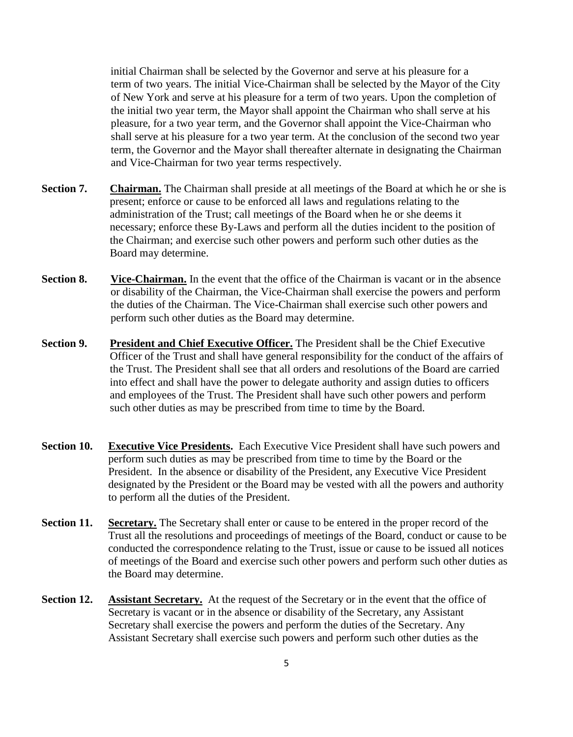initial Chairman shall be selected by the Governor and serve at his pleasure for a term of two years. The initial Vice-Chairman shall be selected by the Mayor of the City of New York and serve at his pleasure for a term of two years. Upon the completion of the initial two year term, the Mayor shall appoint the Chairman who shall serve at his pleasure, for a two year term, and the Governor shall appoint the Vice-Chairman who shall serve at his pleasure for a two year term. At the conclusion of the second two year term, the Governor and the Mayor shall thereafter alternate in designating the Chairman and Vice-Chairman for two year terms respectively.

**Section 7.** **Chairman.** The Chairman shall preside at all meetings of the Board at which he or she is present; enforce or cause to be enforced all laws and regulations relating to the administration of the Trust; call meetings of the Board when he or she deems it necessary; enforce these By-Laws and perform all the duties incident to the position of the Chairman; and exercise such other powers and perform such other duties as the Board may determine.

**Section 8.** **Vice-Chairman.** In the event that the office of the Chairman is vacant or in the absence or disability of the Chairman, the Vice-Chairman shall exercise the powers and perform the duties of the Chairman. The Vice-Chairman shall exercise such other powers and perform such other duties as the Board may determine.

**Section 9.** **President and Chief Executive Officer.** The President shall be the Chief Executive Officer of the Trust and shall have general responsibility for the conduct of the affairs of the Trust. The President shall see that all orders and resolutions of the Board are carried into effect and shall have the power to delegate authority and assign duties to officers and employees of the Trust. The President shall have such other powers and perform such other duties as may be prescribed from time to time by the Board.

**Section 10.** **Executive Vice Presidents.** Each Executive Vice President shall have such powers and perform such duties as may be prescribed from time to time by the Board or the President. In the absence or disability of the President, any Executive Vice President designated by the President or the Board may be vested with all the powers and authority to perform all the duties of the President.

**Section 11.** **Secretary.** The Secretary shall enter or cause to be entered in the proper record of the Trust all the resolutions and proceedings of meetings of the Board, conduct or cause to be conducted the correspondence relating to the Trust, issue or cause to be issued all notices of meetings of the Board and exercise such other powers and perform such other duties as the Board may determine.

**Section 12.** **Assistant Secretary.** At the request of the Secretary or in the event that the office of Secretary is vacant or in the absence or disability of the Secretary, any Assistant Secretary shall exercise the powers and perform the duties of the Secretary. Any Assistant Secretary shall exercise such powers and perform such other duties as the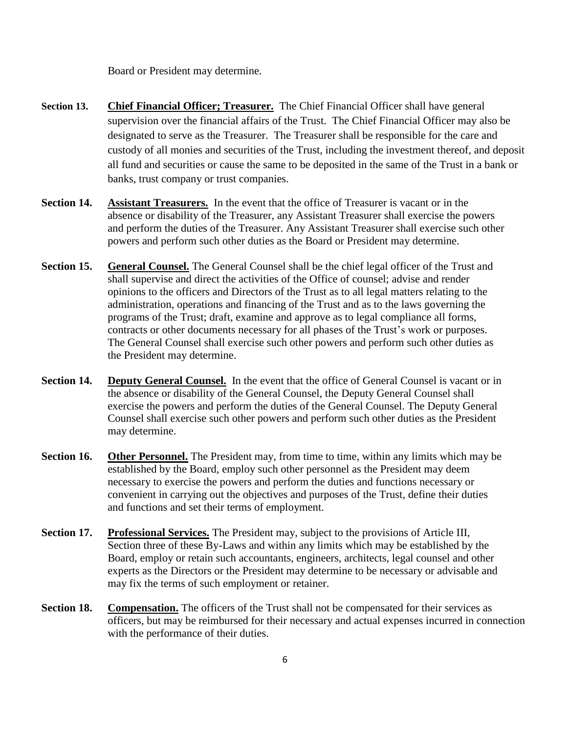Board or President may determine.

**Section 13.** **Chief Financial Officer; Treasurer.** The Chief Financial Officer shall have general supervision over the financial affairs of the Trust. The Chief Financial Officer may also be designated to serve as the Treasurer. The Treasurer shall be responsible for the care and custody of all monies and securities of the Trust, including the investment thereof, and deposit all fund and securities or cause the same to be deposited in the same of the Trust in a bank or banks, trust company or trust companies.

**Section 14.** **Assistant Treasurers.** In the event that the office of Treasurer is vacant or in the absence or disability of the Treasurer, any Assistant Treasurer shall exercise the powers and perform the duties of the Treasurer. Any Assistant Treasurer shall exercise such other powers and perform such other duties as the Board or President may determine.

**Section 15.** **General Counsel.** The General Counsel shall be the chief legal officer of the Trust and shall supervise and direct the activities of the Office of counsel; advise and render opinions to the officers and Directors of the Trust as to all legal matters relating to the administration, operations and financing of the Trust and as to the laws governing the programs of the Trust; draft, examine and approve as to legal compliance all forms, contracts or other documents necessary for all phases of the Trust's work or purposes. The General Counsel shall exercise such other powers and perform such other duties as the President may determine.

**Section 14.** **Deputy General Counsel.** In the event that the office of General Counsel is vacant or in the absence or disability of the General Counsel, the Deputy General Counsel shall exercise the powers and perform the duties of the General Counsel. The Deputy General Counsel shall exercise such other powers and perform such other duties as the President may determine.

**Section 16.** **Other Personnel.** The President may, from time to time, within any limits which may be established by the Board, employ such other personnel as the President may deem necessary to exercise the powers and perform the duties and functions necessary or convenient in carrying out the objectives and purposes of the Trust, define their duties and functions and set their terms of employment.

**Section 17.** **Professional Services.** The President may, subject to the provisions of Article III, Section three of these By-Laws and within any limits which may be established by the Board, employ or retain such accountants, engineers, architects, legal counsel and other experts as the Directors or the President may determine to be necessary or advisable and may fix the terms of such employment or retainer.

**Section 18.** **Compensation.** The officers of the Trust shall not be compensated for their services as officers, but may be reimbursed for their necessary and actual expenses incurred in connection with the performance of their duties.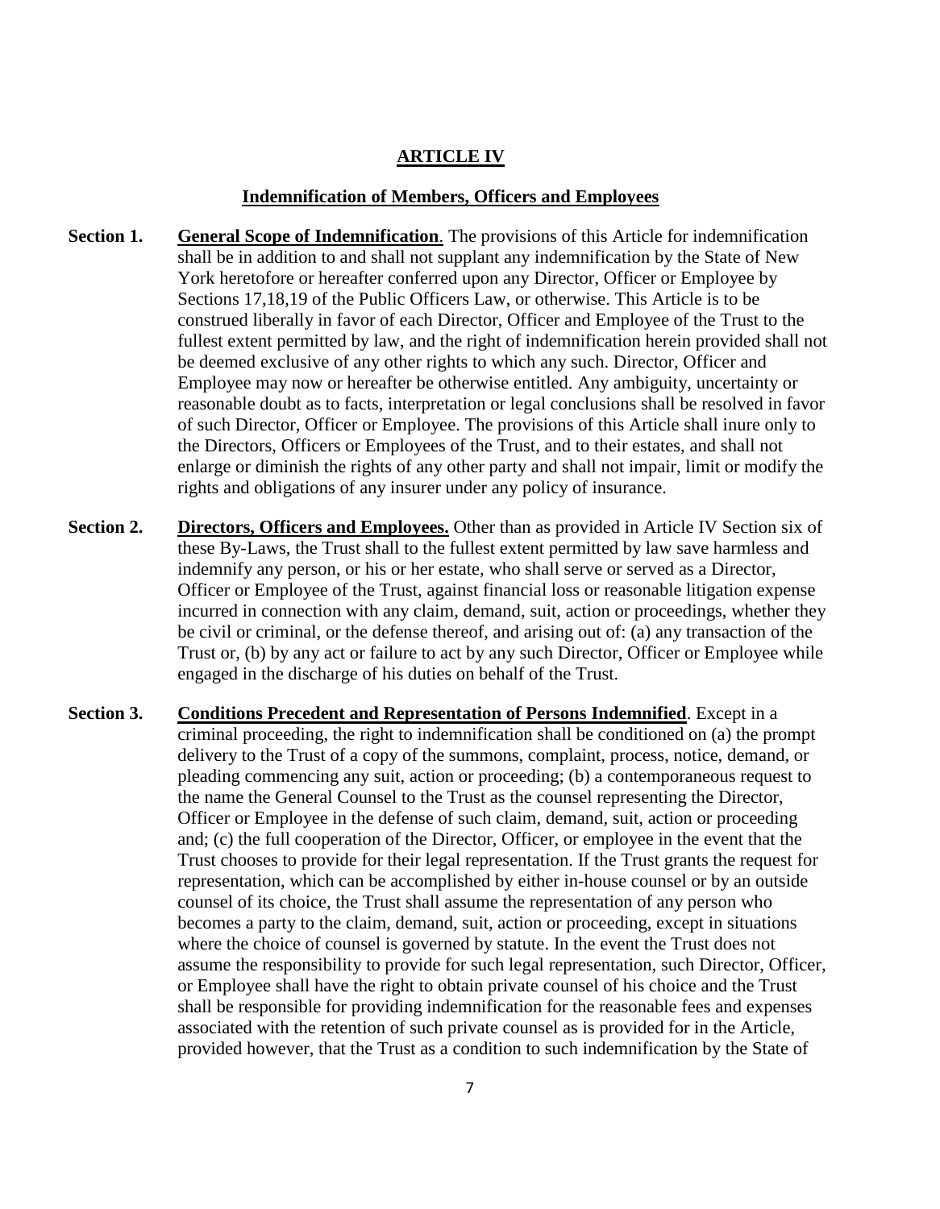## ARTICLE IV

### Indemnification of Members, Officers and Employees

**Section 1.** **General Scope of Indemnification**. The provisions of this Article for indemnification shall be in addition to and shall not supplant any indemnification by the State of New York heretofore or hereafter conferred upon any Director, Officer or Employee by Sections 17,18,19 of the Public Officers Law, or otherwise. This Article is to be construed liberally in favor of each Director, Officer and Employee of the Trust to the fullest extent permitted by law, and the right of indemnification herein provided shall not be deemed exclusive of any other rights to which any such. Director, Officer and Employee may now or hereafter be otherwise entitled. Any ambiguity, uncertainty or reasonable doubt as to facts, interpretation or legal conclusions shall be resolved in favor of such Director, Officer or Employee. The provisions of this Article shall inure only to the Directors, Officers or Employees of the Trust, and to their estates, and shall not enlarge or diminish the rights of any other party and shall not impair, limit or modify the rights and obligations of any insurer under any policy of insurance.

**Section 2.** **Directors, Officers and Employees.** Other than as provided in Article IV Section six of these By-Laws, the Trust shall to the fullest extent permitted by law save harmless and indemnify any person, or his or her estate, who shall serve or served as a Director, Officer or Employee of the Trust, against financial loss or reasonable litigation expense incurred in connection with any claim, demand, suit, action or proceedings, whether they be civil or criminal, or the defense thereof, and arising out of: (a) any transaction of the Trust or, (b) by any act or failure to act by any such Director, Officer or Employee while engaged in the discharge of his duties on behalf of the Trust.

**Section 3.** **Conditions Precedent and Representation of Persons Indemnified**. Except in a criminal proceeding, the right to indemnification shall be conditioned on (a) the prompt delivery to the Trust of a copy of the summons, complaint, process, notice, demand, or pleading commencing any suit, action or proceeding; (b) a contemporaneous request to the name the General Counsel to the Trust as the counsel representing the Director, Officer or Employee in the defense of such claim, demand, suit, action or proceeding and; (c) the full cooperation of the Director, Officer, or employee in the event that the Trust chooses to provide for their legal representation. If the Trust grants the request for representation, which can be accomplished by either in-house counsel or by an outside counsel of its choice, the Trust shall assume the representation of any person who becomes a party to the claim, demand, suit, action or proceeding, except in situations where the choice of counsel is governed by statute. In the event the Trust does not assume the responsibility to provide for such legal representation, such Director, Officer, or Employee shall have the right to obtain private counsel of his choice and the Trust shall be responsible for providing indemnification for the reasonable fees and expenses associated with the retention of such private counsel as is provided for in the Article, provided however, that the Trust as a condition to such indemnification by the State of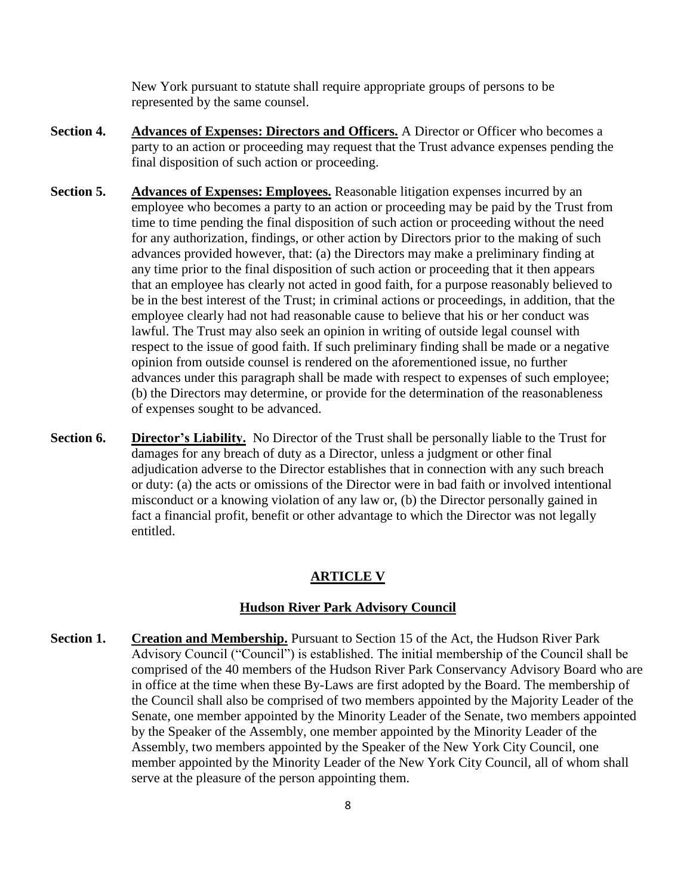New York pursuant to statute shall require appropriate groups of persons to be represented by the same counsel.

**Section 4.** **Advances of Expenses: Directors and Officers.** A Director or Officer who becomes a party to an action or proceeding may request that the Trust advance expenses pending the final disposition of such action or proceeding.

**Section 5.** **Advances of Expenses: Employees.** Reasonable litigation expenses incurred by an employee who becomes a party to an action or proceeding may be paid by the Trust from time to time pending the final disposition of such action or proceeding without the need for any authorization, findings, or other action by Directors prior to the making of such advances provided however, that: (a) the Directors may make a preliminary finding at any time prior to the final disposition of such action or proceeding that it then appears that an employee has clearly not acted in good faith, for a purpose reasonably believed to be in the best interest of the Trust; in criminal actions or proceedings, in addition, that the employee clearly had not had reasonable cause to believe that his or her conduct was lawful. The Trust may also seek an opinion in writing of outside legal counsel with respect to the issue of good faith. If such preliminary finding shall be made or a negative opinion from outside counsel is rendered on the aforementioned issue, no further advances under this paragraph shall be made with respect to expenses of such employee; (b) the Directors may determine, or provide for the determination of the reasonableness of expenses sought to be advanced.

**Section 6.** **Director's Liability.** No Director of the Trust shall be personally liable to the Trust for damages for any breach of duty as a Director, unless a judgment or other final adjudication adverse to the Director establishes that in connection with any such breach or duty: (a) the acts or omissions of the Director were in bad faith or involved intentional misconduct or a knowing violation of any law or, (b) the Director personally gained in fact a financial profit, benefit or other advantage to which the Director was not legally entitled.

## ARTICLE V

### Hudson River Park Advisory Council

**Section 1.** **Creation and Membership.** Pursuant to Section 15 of the Act, the Hudson River Park Advisory Council ("Council") is established. The initial membership of the Council shall be comprised of the 40 members of the Hudson River Park Conservancy Advisory Board who are in office at the time when these By-Laws are first adopted by the Board. The membership of the Council shall also be comprised of two members appointed by the Majority Leader of the Senate, one member appointed by the Minority Leader of the Senate, two members appointed by the Speaker of the Assembly, one member appointed by the Minority Leader of the Assembly, two members appointed by the Speaker of the New York City Council, one member appointed by the Minority Leader of the New York City Council, all of whom shall serve at the pleasure of the person appointing them.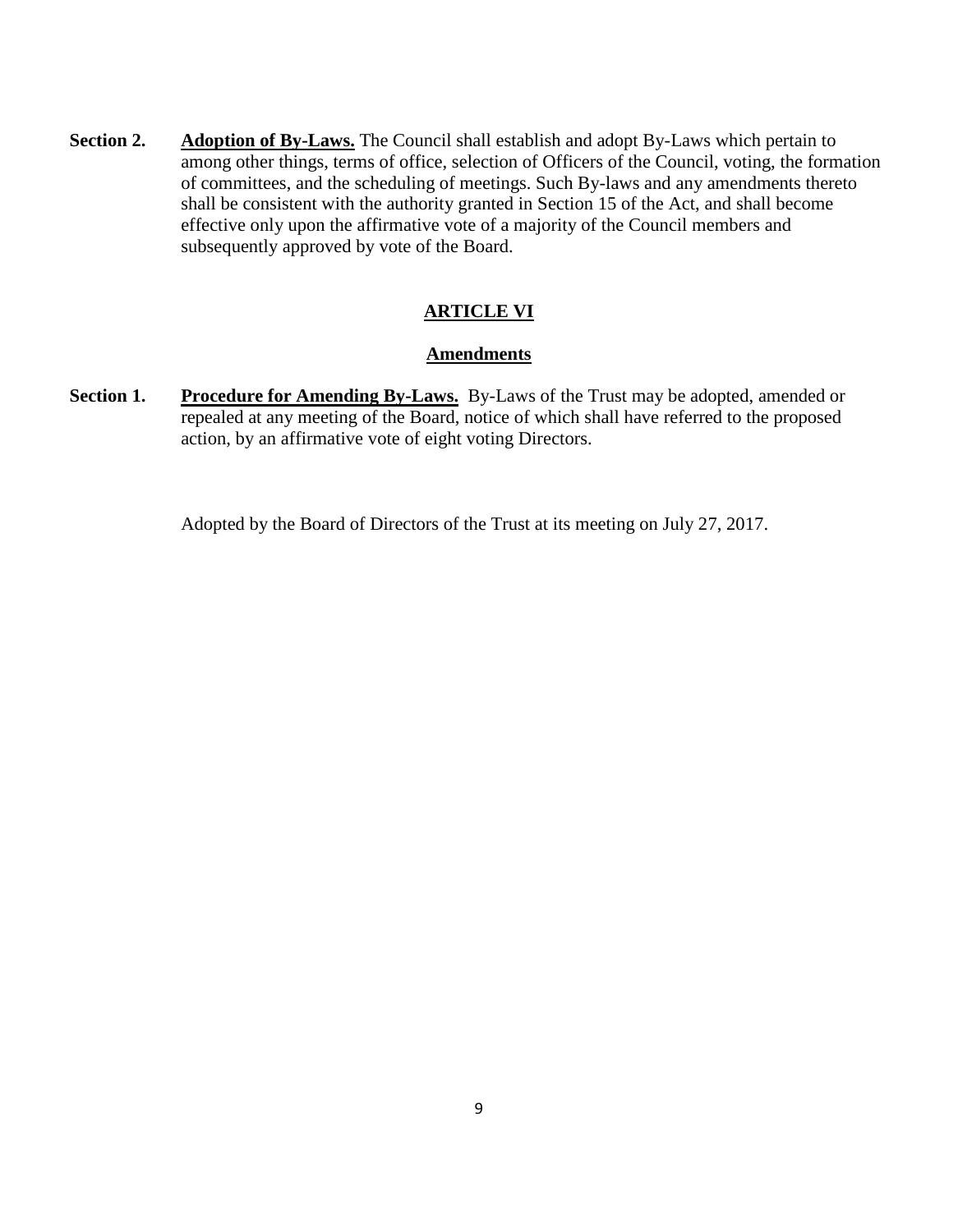**Section 2.** **Adoption of By-Laws.** The Council shall establish and adopt By-Laws which pertain to among other things, terms of office, selection of Officers of the Council, voting, the formation of committees, and the scheduling of meetings. Such By-laws and any amendments thereto shall be consistent with the authority granted in Section 15 of the Act, and shall become effective only upon the affirmative vote of a majority of the Council members and subsequently approved by vote of the Board.

## ARTICLE VI

### Amendments

**Section 1.** **Procedure for Amending By-Laws.** By-Laws of the Trust may be adopted, amended or repealed at any meeting of the Board, notice of which shall have referred to the proposed action, by an affirmative vote of eight voting Directors.

Adopted by the Board of Directors of the Trust at its meeting on July 27, 2017.